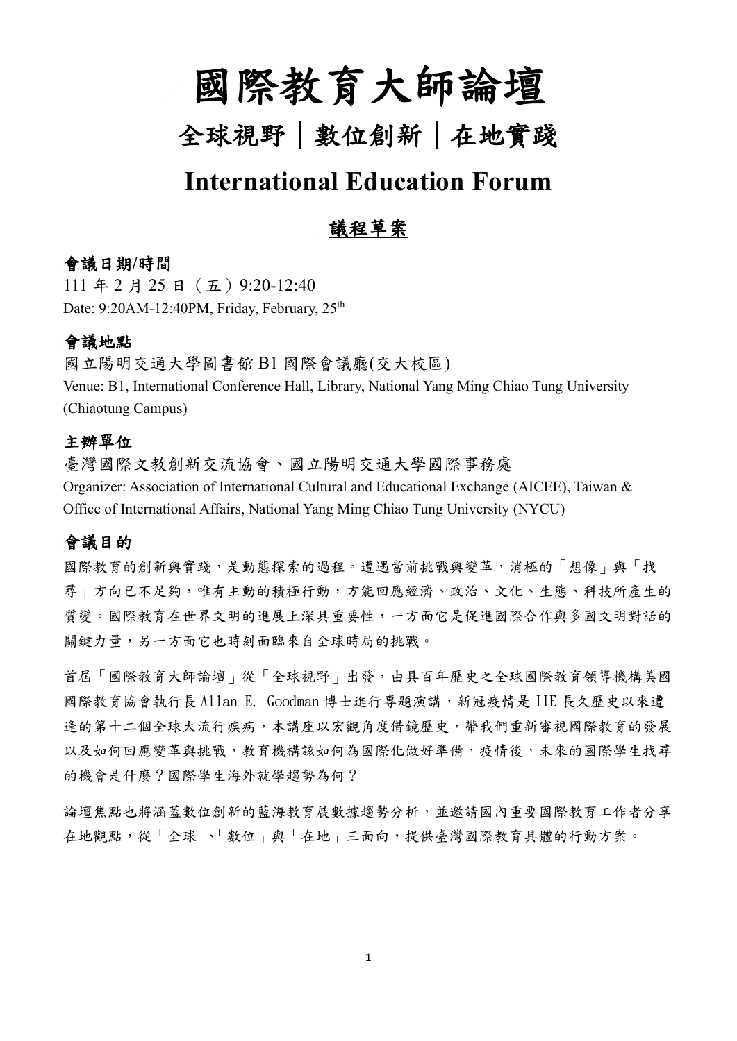# 國際教育大師論壇

## 全球視野｜數位創新｜在地實踐

# International Education Forum

## 議程草案

### 會議日期/時間

111 年 2 月 25 日（五）9:20-12:40

Date: 9:20AM-12:40PM, Friday, February, 25th

### 會議地點

國立陽明交通大學圖書館 B1 國際會議廳(交大校區)

Venue: B1, International Conference Hall, Library, National Yang Ming Chiao Tung University (Chiaotung Campus)

### 主辦單位

臺灣國際文教創新交流協會、國立陽明交通大學國際事務處

Organizer: Association of International Cultural and Educational Exchange (AICEE), Taiwan & Office of International Affairs, National Yang Ming Chiao Tung University (NYCU)

### 會議目的

國際教育的創新與實踐，是動態探索的過程。遭遇當前挑戰與變革，消極的「想像」與「找尋」方向已不足夠，唯有主動的積極行動，方能回應經濟、政治、文化、生態、科技所產生的質變。國際教育在世界文明的進展上深具重要性，一方面它是促進國際合作與多國文明對話的關鍵力量，另一方面它也時刻面臨來自全球時局的挑戰。

首屆「國際教育大師論壇」從「全球視野」出發，由具百年歷史之全球國際教育領導機構美國國際教育協會執行長 Allan E. Goodman 博士進行專題演講，新冠疫情是 IIE 長久歷史以來遭逢的第十二個全球大流行疾病，本講座以宏觀角度借鏡歷史，帶我們重新審視國際教育的發展以及如何回應變革與挑戰，教育機構該如何為國際化做好準備，疫情後，未來的國際學生找尋的機會是什麼？國際學生海外就學趨勢為何？

論壇焦點也將涵蓋數位創新的藍海教育展數據趨勢分析，並邀請國內重要國際教育工作者分享在地觀點，從「全球」、「數位」與「在地」三面向，提供臺灣國際教育具體的行動方案。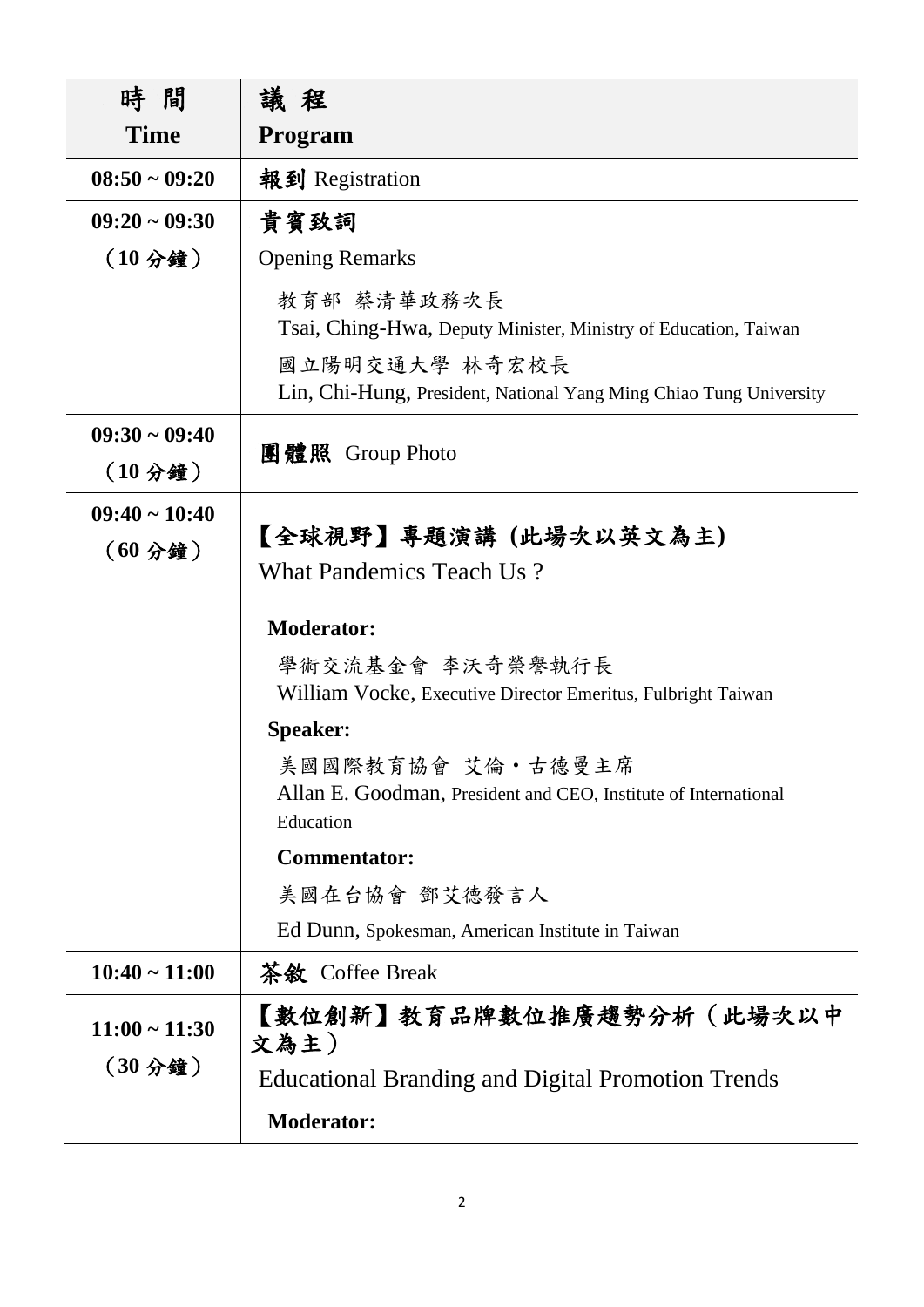| 時 間<br>**Time** | 議 程<br>**Program** |
|---|---|
| **08:50 ~ 09:20** | **報到** Registration |
| **09:20 ~ 09:30**<br>（**10** 分鐘） | **貴賓致詞**<br>Opening Remarks<br>教育部 蔡清華政務次長<br>Tsai, Ching-Hwa, Deputy Minister, Ministry of Education, Taiwan<br>國立陽明交通大學 林奇宏校長<br>Lin, Chi-Hung, President, National Yang Ming Chiao Tung University |
| **09:30 ~ 09:40**<br>（**10** 分鐘） | **團體照** Group Photo |
| **09:40 ~ 10:40**<br>（**60** 分鐘） | **【全球視野】專題演講 (此場次以英文為主)**<br>What Pandemics Teach Us ?<br>**Moderator:**<br>學術交流基金會 李沃奇榮譽執行長<br>William Vocke, Executive Director Emeritus, Fulbright Taiwan<br>**Speaker:**<br>美國國際教育協會 艾倫・古德曼主席<br>Allan E. Goodman, President and CEO, Institute of International Education<br>**Commentator:**<br>美國在台協會 鄧艾德發言人<br>Ed Dunn, Spokesman, American Institute in Taiwan |
| **10:40 ~ 11:00** | **茶敘** Coffee Break |
| **11:00 ~ 11:30**<br>（**30** 分鐘） | **【數位創新】教育品牌數位推廣趨勢分析（此場次以中文為主）**<br>Educational Branding and Digital Promotion Trends<br>**Moderator:** |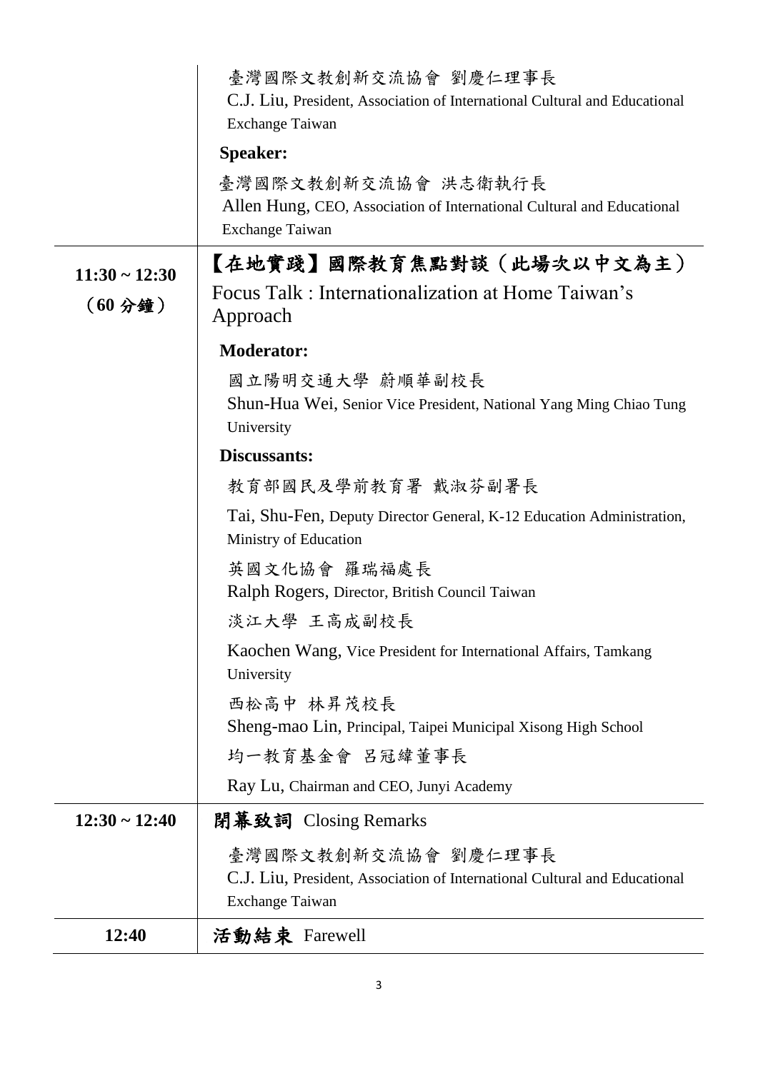| | |
|---|---|
| | 臺灣國際文教創新交流協會 劉慶仁理事長<br>C.J. Liu, President, Association of International Cultural and Educational Exchange Taiwan<br>**Speaker:**<br>臺灣國際文教創新交流協會 洪志衛執行長<br>Allen Hung, CEO, Association of International Cultural and Educational Exchange Taiwan |
| **11:30 ~ 12:30**<br>**（60 分鐘）** | **【在地實踐】國際教育焦點對談（此場次以中文為主）**<br>Focus Talk : Internationalization at Home Taiwan's Approach<br>**Moderator:**<br>國立陽明交通大學 蔚順華副校長<br>Shun-Hua Wei, Senior Vice President, National Yang Ming Chiao Tung University<br>**Discussants:**<br>教育部國民及學前教育署 戴淑芬副署長<br>Tai, Shu-Fen, Deputy Director General, K-12 Education Administration, Ministry of Education<br>英國文化協會 羅瑞福處長<br>Ralph Rogers, Director, British Council Taiwan<br>淡江大學 王高成副校長<br>Kaochen Wang, Vice President for International Affairs, Tamkang University<br>西松高中 林昇茂校長<br>Sheng-mao Lin, Principal, Taipei Municipal Xisong High School<br>均一教育基金會 呂冠緯董事長<br>Ray Lu, Chairman and CEO, Junyi Academy |
| **12:30 ~ 12:40** | **閉幕致詞** Closing Remarks<br>臺灣國際文教創新交流協會 劉慶仁理事長<br>C.J. Liu, President, Association of International Cultural and Educational Exchange Taiwan |
| **12:40** | **活動結束** Farewell |